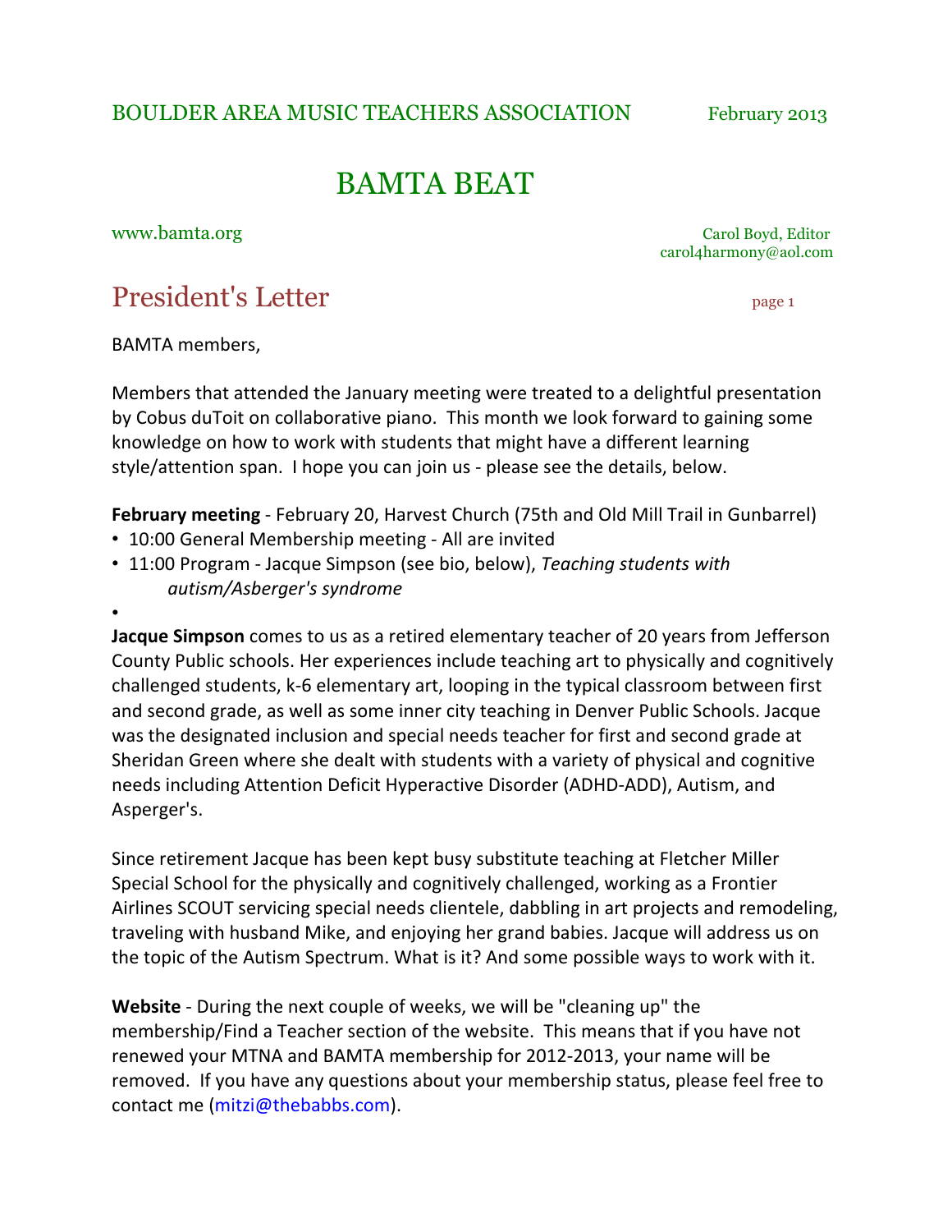BOULDER AREA MUSIC TEACHERS ASSOCIATION February 2013

# BAMTA BEAT

www.bamta.org

Carol Boyd, Editor
carol4harmony@aol.com

## President's Letter

page 1

BAMTA members,

Members that attended the January meeting were treated to a delightful presentation by Cobus duToit on collaborative piano. This month we look forward to gaining some knowledge on how to work with students that might have a different learning style/attention span. I hope you can join us - please see the details, below.

**February meeting** - February 20, Harvest Church (75th and Old Mill Trail in Gunbarrel)

- 10:00 General Membership meeting - All are invited
- 11:00 Program - Jacque Simpson (see bio, below), *Teaching students with autism/Asberger's syndrome*

**Jacque Simpson** comes to us as a retired elementary teacher of 20 years from Jefferson County Public schools. Her experiences include teaching art to physically and cognitively challenged students, k-6 elementary art, looping in the typical classroom between first and second grade, as well as some inner city teaching in Denver Public Schools. Jacque was the designated inclusion and special needs teacher for first and second grade at Sheridan Green where she dealt with students with a variety of physical and cognitive needs including Attention Deficit Hyperactive Disorder (ADHD-ADD), Autism, and Asperger's.

Since retirement Jacque has been kept busy substitute teaching at Fletcher Miller Special School for the physically and cognitively challenged, working as a Frontier Airlines SCOUT servicing special needs clientele, dabbling in art projects and remodeling, traveling with husband Mike, and enjoying her grand babies. Jacque will address us on the topic of the Autism Spectrum. What is it? And some possible ways to work with it.

**Website** - During the next couple of weeks, we will be "cleaning up" the membership/Find a Teacher section of the website. This means that if you have not renewed your MTNA and BAMTA membership for 2012-2013, your name will be removed. If you have any questions about your membership status, please feel free to contact me (mitzi@thebabbs.com).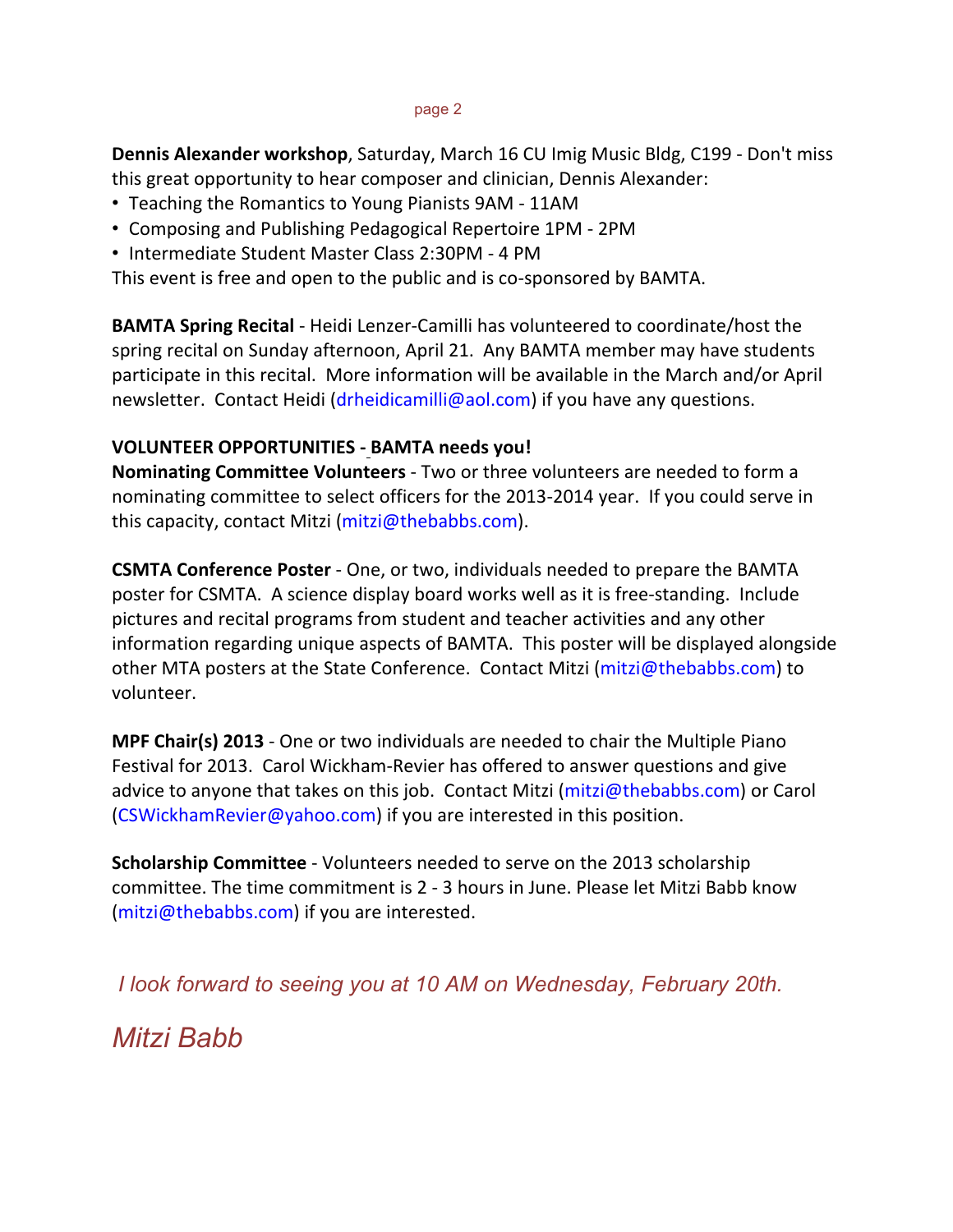**Dennis Alexander workshop**, Saturday, March 16 CU Imig Music Bldg, C199 - Don't miss this great opportunity to hear composer and clinician, Dennis Alexander:

- Teaching the Romantics to Young Pianists 9AM - 11AM
- Composing and Publishing Pedagogical Repertoire 1PM - 2PM
- Intermediate Student Master Class 2:30PM - 4 PM

This event is free and open to the public and is co-sponsored by BAMTA.

**BAMTA Spring Recital** - Heidi Lenzer-Camilli has volunteered to coordinate/host the spring recital on Sunday afternoon, April 21. Any BAMTA member may have students participate in this recital. More information will be available in the March and/or April newsletter. Contact Heidi (drheidicamilli@aol.com) if you have any questions.

**VOLUNTEER OPPORTUNITIES - BAMTA needs you!**

**Nominating Committee Volunteers** - Two or three volunteers are needed to form a nominating committee to select officers for the 2013-2014 year. If you could serve in this capacity, contact Mitzi (mitzi@thebabbs.com).

**CSMTA Conference Poster** - One, or two, individuals needed to prepare the BAMTA poster for CSMTA. A science display board works well as it is free-standing. Include pictures and recital programs from student and teacher activities and any other information regarding unique aspects of BAMTA. This poster will be displayed alongside other MTA posters at the State Conference. Contact Mitzi (mitzi@thebabbs.com) to volunteer.

**MPF Chair(s) 2013** - One or two individuals are needed to chair the Multiple Piano Festival for 2013. Carol Wickham-Revier has offered to answer questions and give advice to anyone that takes on this job. Contact Mitzi (mitzi@thebabbs.com) or Carol (CSWickhamRevier@yahoo.com) if you are interested in this position.

**Scholarship Committee** - Volunteers needed to serve on the 2013 scholarship committee. The time commitment is 2 - 3 hours in June. Please let Mitzi Babb know (mitzi@thebabbs.com) if you are interested.

*I look forward to seeing you at 10 AM on Wednesday, February 20th.*

*Mitzi Babb*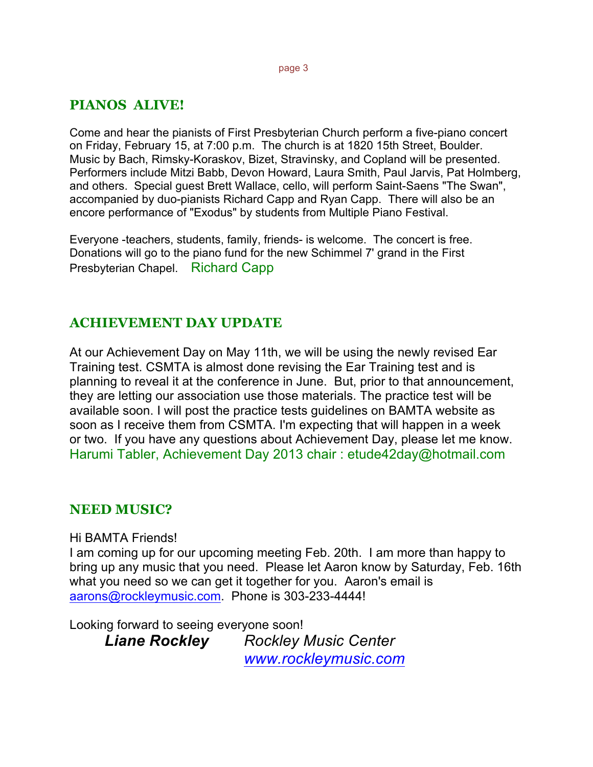## PIANOS ALIVE!

Come and hear the pianists of First Presbyterian Church perform a five-piano concert on Friday, February 15, at 7:00 p.m. The church is at 1820 15th Street, Boulder. Music by Bach, Rimsky-Koraskov, Bizet, Stravinsky, and Copland will be presented. Performers include Mitzi Babb, Devon Howard, Laura Smith, Paul Jarvis, Pat Holmberg, and others. Special guest Brett Wallace, cello, will perform Saint-Saens "The Swan", accompanied by duo-pianists Richard Capp and Ryan Capp. There will also be an encore performance of "Exodus" by students from Multiple Piano Festival.

Everyone -teachers, students, family, friends- is welcome. The concert is free. Donations will go to the piano fund for the new Schimmel 7' grand in the First Presbyterian Chapel. Richard Capp

## ACHIEVEMENT DAY UPDATE

At our Achievement Day on May 11th, we will be using the newly revised Ear Training test. CSMTA is almost done revising the Ear Training test and is planning to reveal it at the conference in June. But, prior to that announcement, they are letting our association use those materials. The practice test will be available soon. I will post the practice tests guidelines on BAMTA website as soon as I receive them from CSMTA. I'm expecting that will happen in a week or two. If you have any questions about Achievement Day, please let me know.
Harumi Tabler, Achievement Day 2013 chair : etude42day@hotmail.com

## NEED MUSIC?

Hi BAMTA Friends!
I am coming up for our upcoming meeting Feb. 20th. I am more than happy to bring up any music that you need. Please let Aaron know by Saturday, Feb. 16th what you need so we can get it together for you. Aaron's email is aarons@rockleymusic.com. Phone is 303-233-4444!

Looking forward to seeing everyone soon!

***Liane Rockley*** *Rockley Music Center*
*www.rockleymusic.com*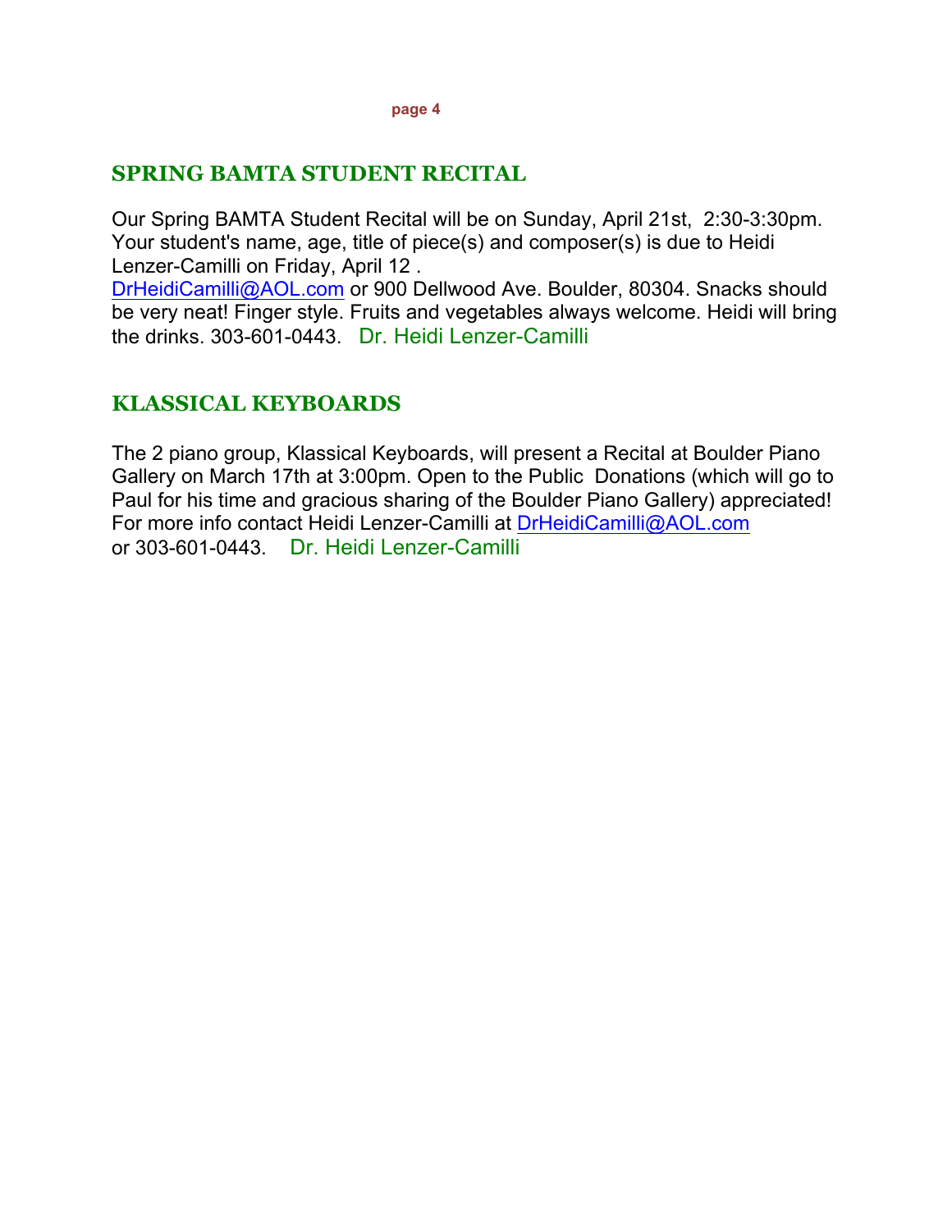## SPRING BAMTA STUDENT RECITAL

Our Spring BAMTA Student Recital will be on Sunday, April 21st, 2:30-3:30pm. Your student's name, age, title of piece(s) and composer(s) is due to Heidi Lenzer-Camilli on Friday, April 12 .
DrHeidiCamilli@AOL.com or 900 Dellwood Ave. Boulder, 80304. Snacks should be very neat! Finger style. Fruits and vegetables always welcome. Heidi will bring the drinks. 303-601-0443. Dr. Heidi Lenzer-Camilli

## KLASSICAL KEYBOARDS

The 2 piano group, Klassical Keyboards, will present a Recital at Boulder Piano Gallery on March 17th at 3:00pm. Open to the Public Donations (which will go to Paul for his time and gracious sharing of the Boulder Piano Gallery) appreciated! For more info contact Heidi Lenzer-Camilli at DrHeidiCamilli@AOL.com or 303-601-0443. Dr. Heidi Lenzer-Camilli